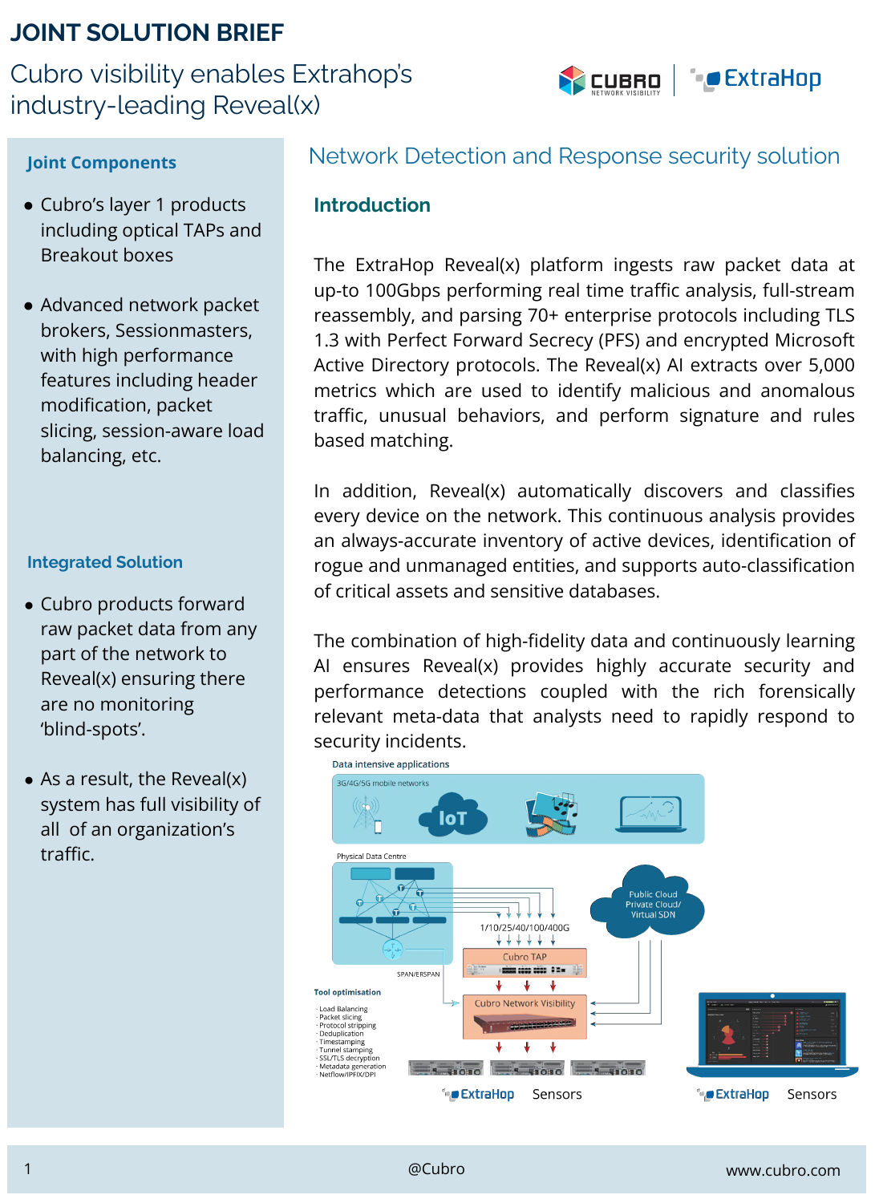# JOINT SOLUTION BRIEF

Cubro visibility enables Extrahop's industry-leading Reveal(x)

## Joint Components

- Cubro's layer 1 products including optical TAPs and Breakout boxes
- Advanced network packet brokers, Sessionmasters, with high performance features including header modification, packet slicing, session-aware load balancing, etc.

## Integrated Solution

- Cubro products forward raw packet data from any part of the network to Reveal(x) ensuring there are no monitoring 'blind-spots'.
- As a result, the Reveal(x) system has full visibility of all of an organization's traffic.

## Network Detection and Response security solution

### Introduction

The ExtraHop Reveal(x) platform ingests raw packet data at up-to 100Gbps performing real time traffic analysis, full-stream reassembly, and parsing 70+ enterprise protocols including TLS 1.3 with Perfect Forward Secrecy (PFS) and encrypted Microsoft Active Directory protocols. The Reveal(x) AI extracts over 5,000 metrics which are used to identify malicious and anomalous traffic, unusual behaviors, and perform signature and rules based matching.

In addition, Reveal(x) automatically discovers and classifies every device on the network. This continuous analysis provides an always-accurate inventory of active devices, identification of rogue and unmanaged entities, and supports auto-classification of critical assets and sensitive databases.

The combination of high-fidelity data and continuously learning AI ensures Reveal(x) provides highly accurate security and performance detections coupled with the rich forensically relevant meta-data that analysts need to rapidly respond to security incidents.

Data intensive applications

3G/4G/5G mobile networks

IoT

Physical Data Centre

Public Cloud
Private Cloud/
Virtual SDN

1/10/25/40/100/400G

Cubro TAP

SPAN/ERSPAN

Cubro Network Visibility

Tool optimisation

- Load Balancing
- Packet slicing
- Protocol stripping
- Deduplication
- Timestamping
- Tunnel stamping
- SSL/TLS decryption
- Metadata generation
- Netflow/IPFIX/DPI

ExtraHop Sensors

ExtraHop Sensors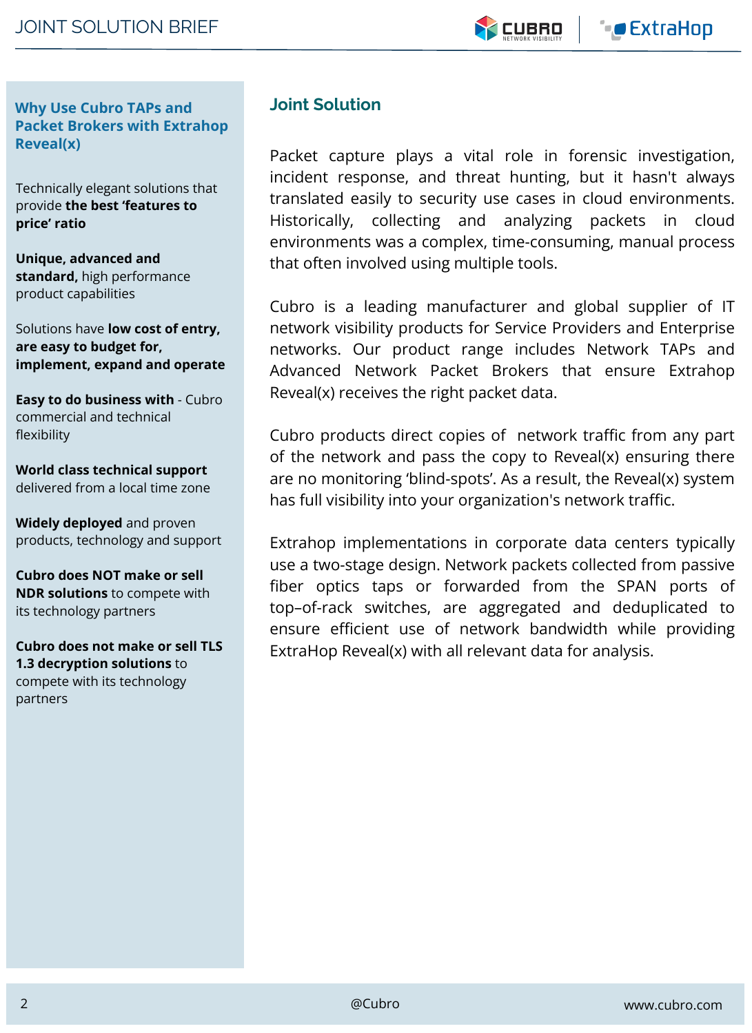## Why Use Cubro TAPs and Packet Brokers with Extrahop Reveal(x)

Technically elegant solutions that provide **the best 'features to price' ratio**

**Unique, advanced and standard,** high performance product capabilities

Solutions have **low cost of entry, are easy to budget for, implement, expand and operate**

**Easy to do business with** - Cubro commercial and technical flexibility

**World class technical support** delivered from a local time zone

**Widely deployed** and proven products, technology and support

**Cubro does NOT make or sell NDR solutions** to compete with its technology partners

**Cubro does not make or sell TLS 1.3 decryption solutions** to compete with its technology partners

## Joint Solution

Packet capture plays a vital role in forensic investigation, incident response, and threat hunting, but it hasn't always translated easily to security use cases in cloud environments. Historically, collecting and analyzing packets in cloud environments was a complex, time-consuming, manual process that often involved using multiple tools.

Cubro is a leading manufacturer and global supplier of IT network visibility products for Service Providers and Enterprise networks. Our product range includes Network TAPs and Advanced Network Packet Brokers that ensure Extrahop Reveal(x) receives the right packet data.

Cubro products direct copies of network traffic from any part of the network and pass the copy to Reveal(x) ensuring there are no monitoring 'blind-spots'. As a result, the Reveal(x) system has full visibility into your organization's network traffic.

Extrahop implementations in corporate data centers typically use a two-stage design. Network packets collected from passive fiber optics taps or forwarded from the SPAN ports of top–of-rack switches, are aggregated and deduplicated to ensure efficient use of network bandwidth while providing ExtraHop Reveal(x) with all relevant data for analysis.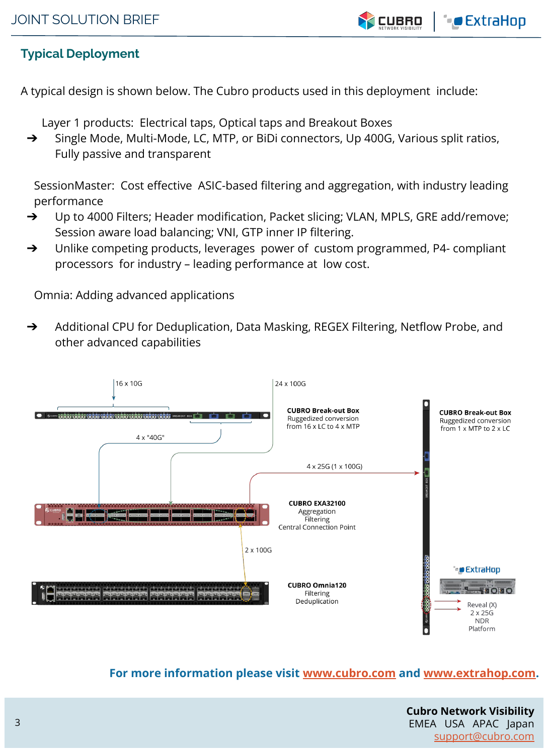## Typical Deployment

A typical design is shown below. The Cubro products used in this deployment include:

Layer 1 products: Electrical taps, Optical taps and Breakout Boxes

- ➔ Single Mode, Multi-Mode, LC, MTP, or BiDi connectors, Up 400G, Various split ratios, Fully passive and transparent

SessionMaster: Cost effective ASIC-based filtering and aggregation, with industry leading performance

- ➔ Up to 4000 Filters; Header modification, Packet slicing; VLAN, MPLS, GRE add/remove; Session aware load balancing; VNI, GTP inner IP filtering.
- ➔ Unlike competing products, leverages power of custom programmed, P4- compliant processors for industry – leading performance at low cost.

Omnia: Adding advanced applications

- ➔ Additional CPU for Deduplication, Data Masking, REGEX Filtering, Netflow Probe, and other advanced capabilities

16 x 10G

24 x 100G

**CUBRO Break-out Box**
Ruggedized conversion
from 16 x LC to 4 x MTP

**CUBRO Break-out Box**
Ruggedized conversion
from 1 x MTP to 2 x LC

4 x "40G"

4 x 25G (1 x 100G)

**CUBRO EXA32100**
Aggregation
Filtering
Central Connection Point

2 x 100G

**CUBRO Omnia120**
Filtering
Deduplication

ExtraHop

Reveal (X)
2 x 25G
NDR
Platform

**For more information please visit [www.cubro.com](http://www.cubro.com) and [www.extrahop.com](http://www.extrahop.com).**

**Cubro Network Visibility**
EMEA USA APAC Japan
[support@cubro.com](mailto:support@cubro.com)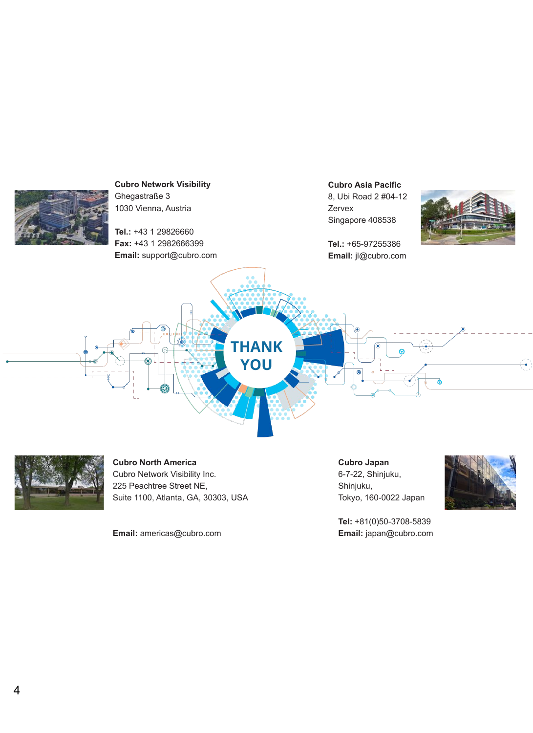**Cubro Network Visibility**
Ghegastraße 3
1030 Vienna, Austria

**Tel.:** +43 1 29826660
**Fax:** +43 1 2982666399
**Email:** support@cubro.com

**Cubro Asia Pacific**
8, Ubi Road 2 #04-12
Zervex
Singapore 408538

**Tel.:** +65-97255386
**Email:** jl@cubro.com

THANK YOU

**Cubro North America**
Cubro Network Visibility Inc.
225 Peachtree Street NE,
Suite 1100, Atlanta, GA, 30303, USA

**Email:** americas@cubro.com

**Cubro Japan**
6-7-22, Shinjuku,
Shinjuku,
Tokyo, 160-0022 Japan

**Tel:** +81(0)50-3708-5839
**Email:** japan@cubro.com